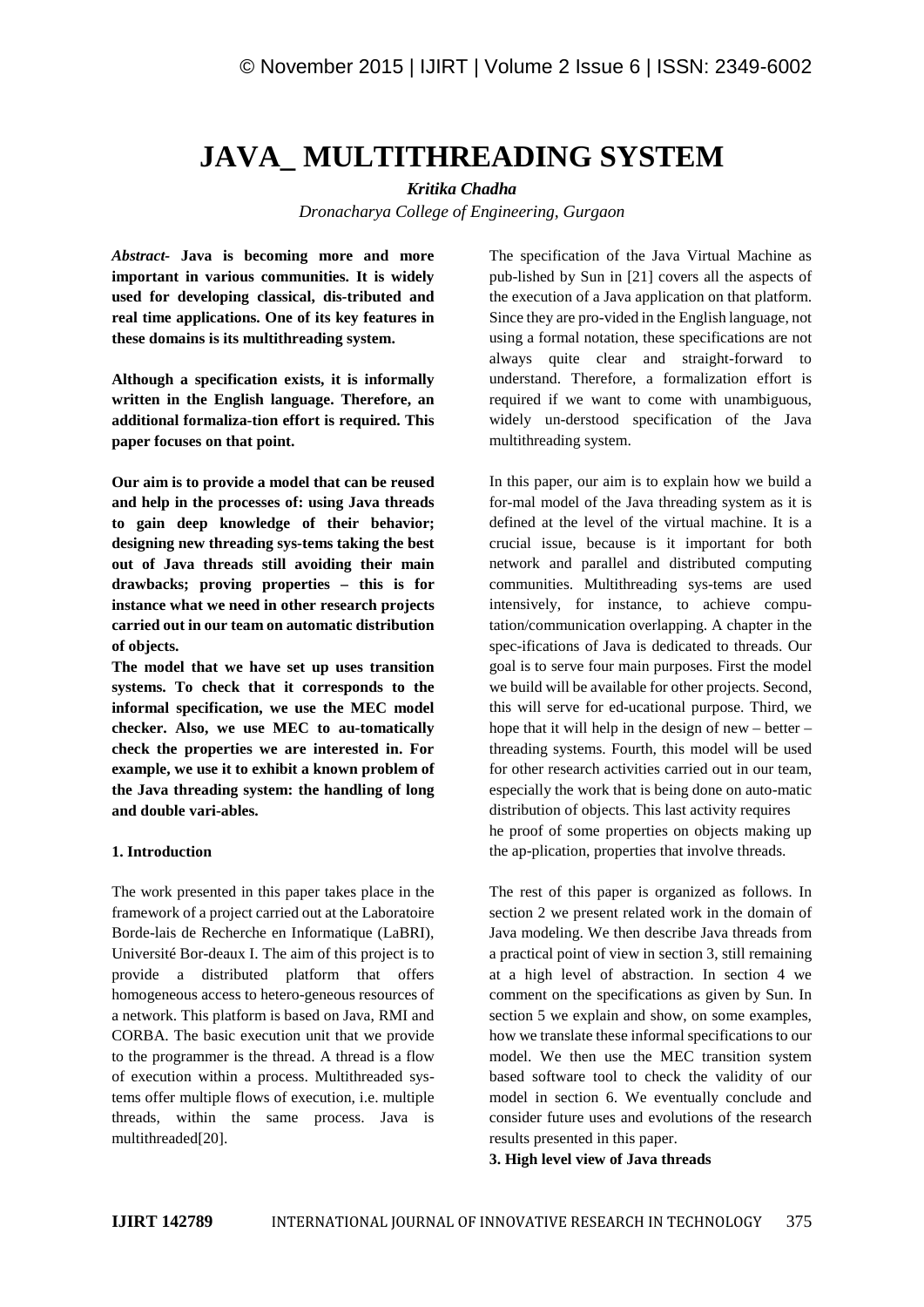# JAVA_ MULTITHREADING SYSTEM

***Kritika Chadha***

*Dronacharya College of Engineering, Gurgaon*

***Abstract*- Java is becoming more and more important in various communities. It is widely used for developing classical, dis-tributed and real time applications. One of its key features in these domains is its multithreading system.**

**Although a specification exists, it is informally written in the English language. Therefore, an additional formaliza-tion effort is required. This paper focuses on that point.**

**Our aim is to provide a model that can be reused and help in the processes of: using Java threads to gain deep knowledge of their behavior; designing new threading sys-tems taking the best out of Java threads still avoiding their main drawbacks; proving properties – this is for instance what we need in other research projects carried out in our team on automatic distribution of objects.**

**The model that we have set up uses transition systems. To check that it corresponds to the informal specification, we use the MEC model checker. Also, we use MEC to au-tomatically check the properties we are interested in. For example, we use it to exhibit a known problem of the Java threading system: the handling of long and double vari-ables.**

## 1. Introduction

The work presented in this paper takes place in the framework of a project carried out at the Laboratoire Borde-lais de Recherche en Informatique (LaBRI), Université Bor-deaux I. The aim of this project is to provide a distributed platform that offers homogeneous access to hetero-geneous resources of a network. This platform is based on Java, RMI and CORBA. The basic execution unit that we provide to the programmer is the thread. A thread is a flow of execution within a process. Multithreaded sys-tems offer multiple flows of execution, i.e. multiple threads, within the same process. Java is multithreaded[20].

The specification of the Java Virtual Machine as pub-lished by Sun in [21] covers all the aspects of the execution of a Java application on that platform. Since they are pro-vided in the English language, not using a formal notation, these specifications are not always quite clear and straight-forward to understand. Therefore, a formalization effort is required if we want to come with unambiguous, widely un-derstood specification of the Java multithreading system.

In this paper, our aim is to explain how we build a for-mal model of the Java threading system as it is defined at the level of the virtual machine. It is a crucial issue, because is it important for both network and parallel and distributed computing communities. Multithreading sys-tems are used intensively, for instance, to achieve compu-tation/communication overlapping. A chapter in the spec-ifications of Java is dedicated to threads. Our goal is to serve four main purposes. First the model we build will be available for other projects. Second, this will serve for ed-ucational purpose. Third, we hope that it will help in the design of new – better – threading systems. Fourth, this model will be used for other research activities carried out in our team, especially the work that is being done on auto-matic distribution of objects. This last activity requires he proof of some properties on objects making up the ap-plication, properties that involve threads.

The rest of this paper is organized as follows. In section 2 we present related work in the domain of Java modeling. We then describe Java threads from a practical point of view in section 3, still remaining at a high level of abstraction. In section 4 we comment on the specifications as given by Sun. In section 5 we explain and show, on some examples, how we translate these informal specifications to our model. We then use the MEC transition system based software tool to check the validity of our model in section 6. We eventually conclude and consider future uses and evolutions of the research results presented in this paper.

## 3. High level view of Java threads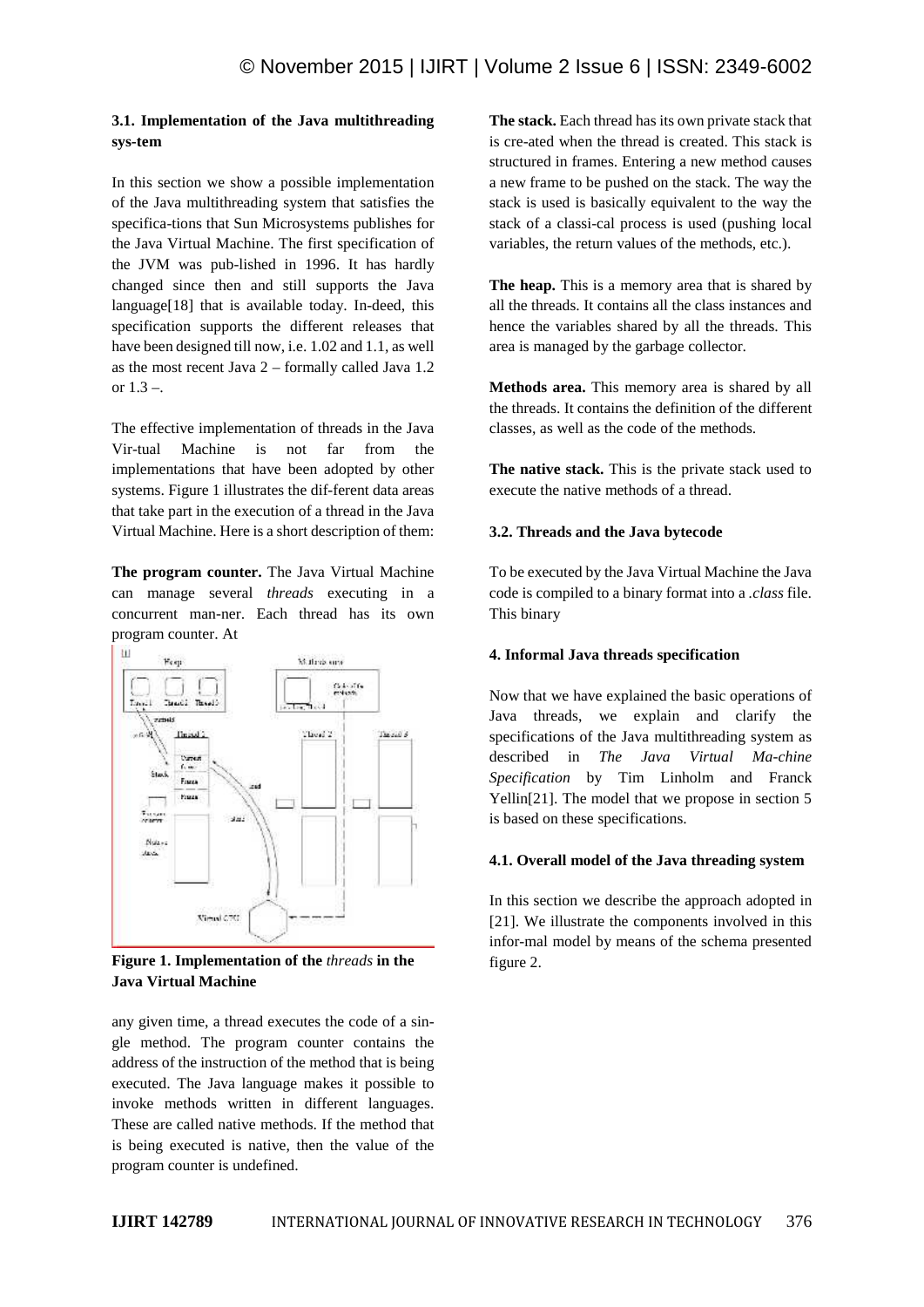### 3.1. Implementation of the Java multithreading sys-tem

In this section we show a possible implementation of the Java multithreading system that satisfies the specifica-tions that Sun Microsystems publishes for the Java Virtual Machine. The first specification of the JVM was pub-lished in 1996. It has hardly changed since then and still supports the Java language[18] that is available today. In-deed, this specification supports the different releases that have been designed till now, i.e. 1.02 and 1.1, as well as the most recent Java 2 – formally called Java 1.2 or 1.3 –.

The effective implementation of threads in the Java Vir-tual Machine is not far from the implementations that have been adopted by other systems. Figure 1 illustrates the dif-ferent data areas that take part in the execution of a thread in the Java Virtual Machine. Here is a short description of them:

**The program counter.** The Java Virtual Machine can manage several *threads* executing in a concurrent man-ner. Each thread has its own program counter. At any given time, a thread executes the code of a sin-gle method. The program counter contains the address of the instruction of the method that is being executed. The Java language makes it possible to invoke methods written in different languages. These are called native methods. If the method that is being executed is native, then the value of the program counter is undefined.

**Figure 1. Implementation of the *threads* in the Java Virtual Machine**

**The stack.** Each thread has its own private stack that is cre-ated when the thread is created. This stack is structured in frames. Entering a new method causes a new frame to be pushed on the stack. The way the stack is used is basically equivalent to the way the stack of a classi-cal process is used (pushing local variables, the return values of the methods, etc.).

**The heap.** This is a memory area that is shared by all the threads. It contains all the class instances and hence the variables shared by all the threads. This area is managed by the garbage collector.

**Methods area.** This memory area is shared by all the threads. It contains the definition of the different classes, as well as the code of the methods.

**The native stack.** This is the private stack used to execute the native methods of a thread.

### 3.2. Threads and the Java bytecode

To be executed by the Java Virtual Machine the Java code is compiled to a binary format into a *.class* file. This binary

## 4. Informal Java threads specification

Now that we have explained the basic operations of Java threads, we explain and clarify the specifications of the Java multithreading system as described in *The Java Virtual Ma-chine Specification* by Tim Linholm and Franck Yellin[21]. The model that we propose in section 5 is based on these specifications.

### 4.1. Overall model of the Java threading system

In this section we describe the approach adopted in [21]. We illustrate the components involved in this infor-mal model by means of the schema presented figure 2.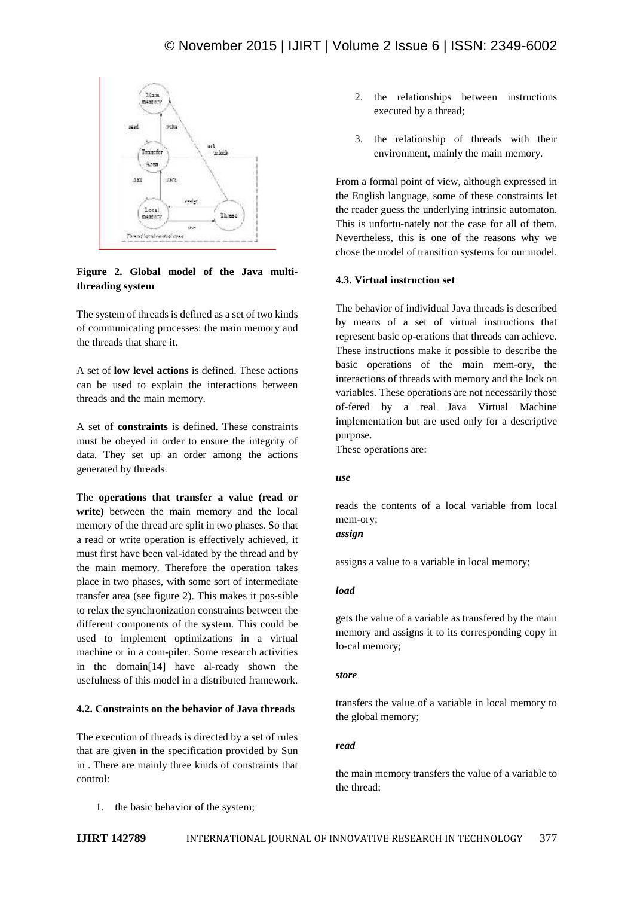**Figure 2. Global model of the Java multi-threading system**

The system of threads is defined as a set of two kinds of communicating processes: the main memory and the threads that share it.

A set of **low level actions** is defined. These actions can be used to explain the interactions between threads and the main memory.

A set of **constraints** is defined. These constraints must be obeyed in order to ensure the integrity of data. They set up an order among the actions generated by threads.

The **operations that transfer a value (read or write)** between the main memory and the local memory of the thread are split in two phases. So that a read or write operation is effectively achieved, it must first have been val-idated by the thread and by the main memory. Therefore the operation takes place in two phases, with some sort of intermediate transfer area (see figure 2). This makes it pos-sible to relax the synchronization constraints between the different components of the system. This could be used to implement optimizations in a virtual machine or in a com-piler. Some research activities in the domain[14] have al-ready shown the usefulness of this model in a distributed framework.

#### 4.2. Constraints on the behavior of Java threads

The execution of threads is directed by a set of rules that are given in the specification provided by Sun in . There are mainly three kinds of constraints that control:

1. the basic behavior of the system;
2. the relationships between instructions executed by a thread;
3. the relationship of threads with their environment, mainly the main memory.

From a formal point of view, although expressed in the English language, some of these constraints let the reader guess the underlying intrinsic automaton. This is unfortu-nately not the case for all of them. Nevertheless, this is one of the reasons why we chose the model of transition systems for our model.

#### 4.3. Virtual instruction set

The behavior of individual Java threads is described by means of a set of virtual instructions that represent basic op-erations that threads can achieve. These instructions make it possible to describe the basic operations of the main mem-ory, the interactions of threads with memory and the lock on variables. These operations are not necessarily those of-fered by a real Java Virtual Machine implementation but are used only for a descriptive purpose.
These operations are:

***use***

reads the contents of a local variable from local mem-ory;

***assign***

assigns a value to a variable in local memory;

***load***

gets the value of a variable as transfered by the main memory and assigns it to its corresponding copy in lo-cal memory;

***store***

transfers the value of a variable in local memory to the global memory;

***read***

the main memory transfers the value of a variable to the thread;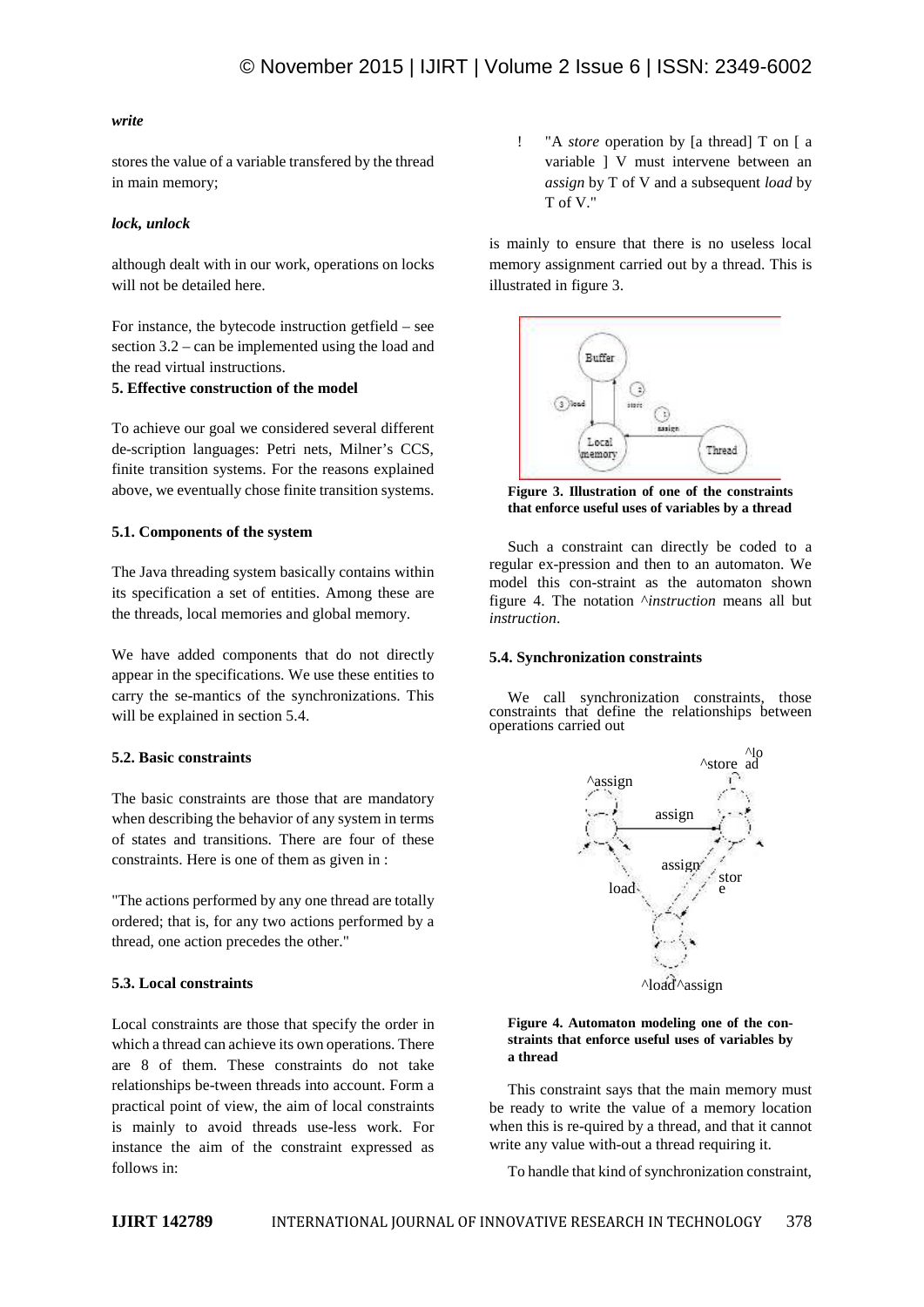***write***

stores the value of a variable transfered by the thread in main memory;

***lock, unlock***

although dealt with in our work, operations on locks will not be detailed here.

For instance, the bytecode instruction getfield – see section 3.2 – can be implemented using the load and the read virtual instructions.

**5. Effective construction of the model**

To achieve our goal we considered several different de-scription languages: Petri nets, Milner's CCS, finite transition systems. For the reasons explained above, we eventually chose finite transition systems.

**5.1. Components of the system**

The Java threading system basically contains within its specification a set of entities. Among these are the threads, local memories and global memory.

We have added components that do not directly appear in the specifications. We use these entities to carry the se-mantics of the synchronizations. This will be explained in section 5.4.

**5.2. Basic constraints**

The basic constraints are those that are mandatory when describing the behavior of any system in terms of states and transitions. There are four of these constraints. Here is one of them as given in :

"The actions performed by any one thread are totally ordered; that is, for any two actions performed by a thread, one action precedes the other."

**5.3. Local constraints**

Local constraints are those that specify the order in which a thread can achieve its own operations. There are 8 of them. These constraints do not take relationships be-tween threads into account. Form a practical point of view, the aim of local constraints is mainly to avoid threads use-less work. For instance the aim of the constraint expressed as follows in:

! "A *store* operation by [a thread] T on [ a variable ] V must intervene between an *assign* by T of V and a subsequent *load* by T of V."

is mainly to ensure that there is no useless local memory assignment carried out by a thread. This is illustrated in figure 3.

**Figure 3. Illustration of one of the constraints that enforce useful uses of variables by a thread**

Such a constraint can directly be coded to a regular ex-pression and then to an automaton. We model this con-straint as the automaton shown figure 4. The notation ^*instruction* means all but *instruction*.

**Figure 4. Automaton modeling one of the con-straints that enforce useful uses of variables by a thread**

This constraint says that the main memory must be ready to write the value of a memory location when this is re-quired by a thread, and that it cannot write any value with-out a thread requiring it.

**5.4. Synchronization constraints**

We call synchronization constraints, those constraints that define the relationships between operations carried out

To handle that kind of synchronization constraint,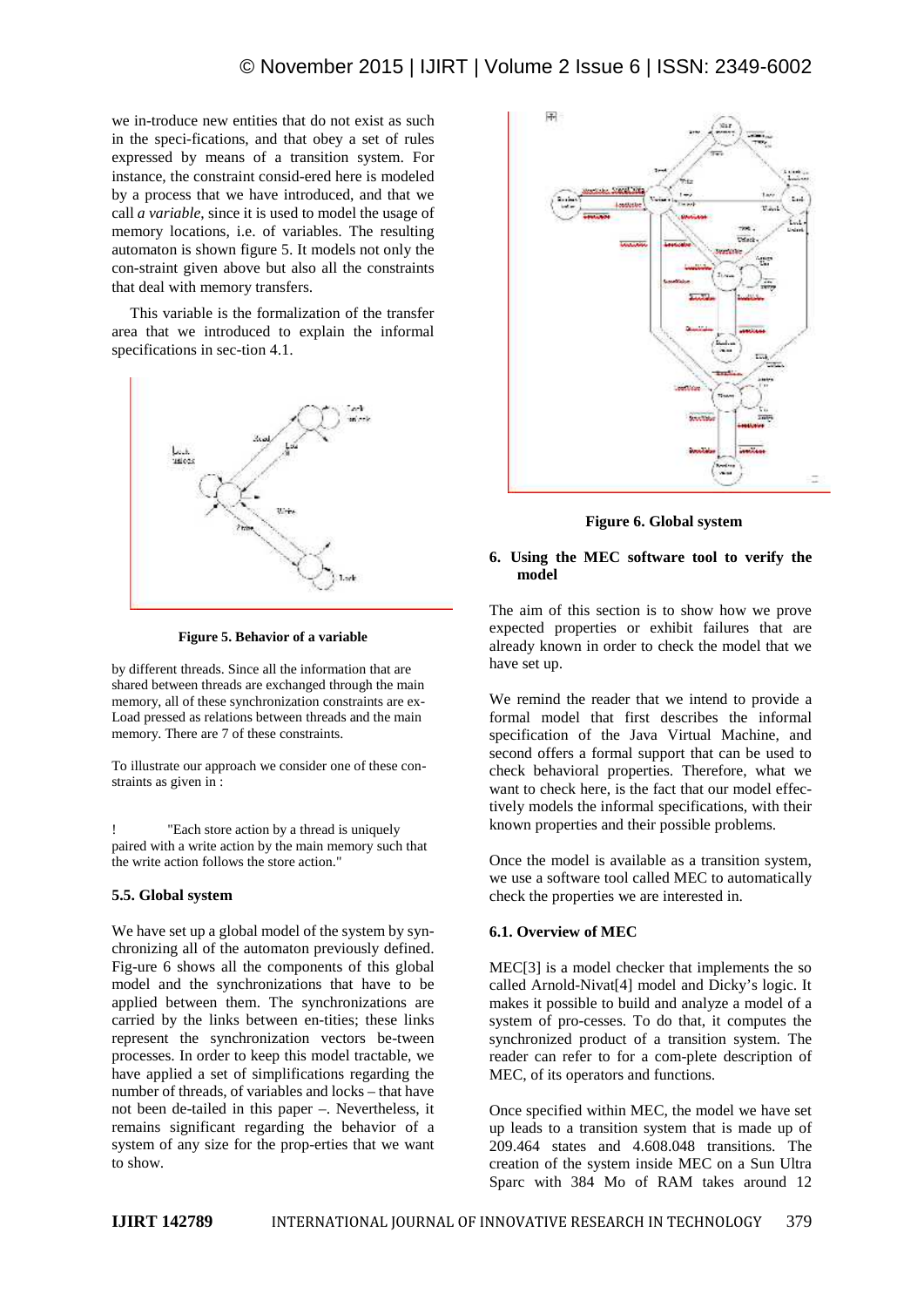we in-troduce new entities that do not exist as such in the speci-fications, and that obey a set of rules expressed by means of a transition system. For instance, the constraint consid-ered here is modeled by a process that we have introduced, and that we call *a variable*, since it is used to model the usage of memory locations, i.e. of variables. The resulting automaton is shown figure 5. It models not only the con-straint given above but also all the constraints that deal with memory transfers.

This variable is the formalization of the transfer area that we introduced to explain the informal specifications in sec-tion 4.1.

**Figure 5. Behavior of a variable**

by different threads. Since all the information that are shared between threads are exchanged through the main memory, all of these synchronization constraints are ex-Load pressed as relations between threads and the main memory. There are 7 of these constraints.

To illustrate our approach we consider one of these con-straints as given in :

! "Each store action by a thread is uniquely paired with a write action by the main memory such that the write action follows the store action."

### 5.5. Global system

We have set up a global model of the system by syn-chronizing all of the automaton previously defined. Fig-ure 6 shows all the components of this global model and the synchronizations that have to be applied between them. The synchronizations are carried by the links between en-tities; these links represent the synchronization vectors be-tween processes. In order to keep this model tractable, we have applied a set of simplifications regarding the number of threads, of variables and locks – that have not been de-tailed in this paper –. Nevertheless, it remains significant regarding the behavior of a system of any size for the prop-erties that we want to show.

**Figure 6. Global system**

## 6. Using the MEC software tool to verify the model

The aim of this section is to show how we prove expected properties or exhibit failures that are already known in order to check the model that we have set up.

We remind the reader that we intend to provide a formal model that first describes the informal specification of the Java Virtual Machine, and second offers a formal support that can be used to check behavioral properties. Therefore, what we want to check here, is the fact that our model effec-tively models the informal specifications, with their known properties and their possible problems.

Once the model is available as a transition system, we use a software tool called MEC to automatically check the properties we are interested in.

### 6.1. Overview of MEC

MEC[3] is a model checker that implements the so called Arnold-Nivat[4] model and Dicky's logic. It makes it possible to build and analyze a model of a system of pro-cesses. To do that, it computes the synchronized product of a transition system. The reader can refer to for a com-plete description of MEC, of its operators and functions.

Once specified within MEC, the model we have set up leads to a transition system that is made up of 209.464 states and 4.608.048 transitions. The creation of the system inside MEC on a Sun Ultra Sparc with 384 Mo of RAM takes around 12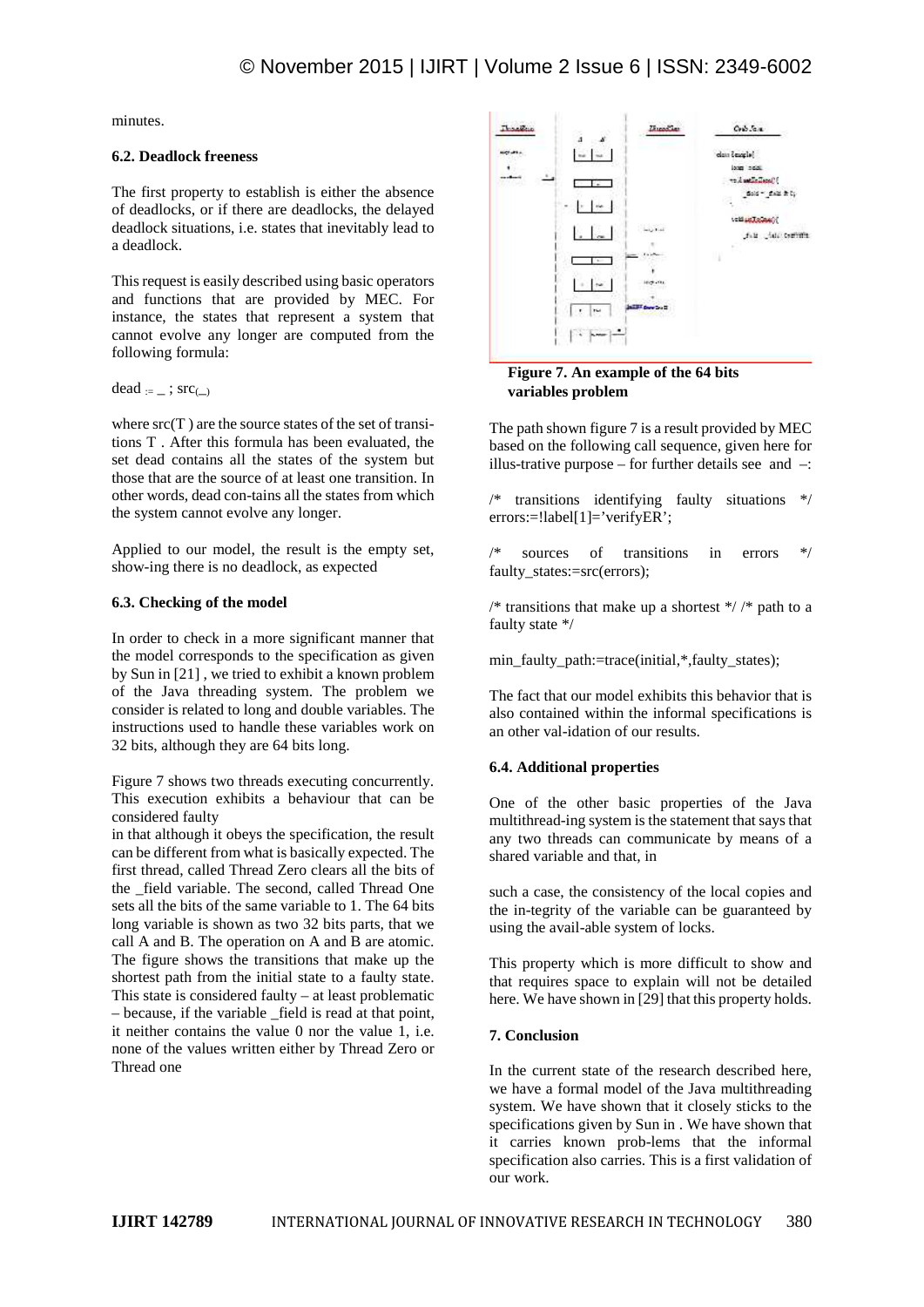minutes.

### 6.2. Deadlock freeness

The first property to establish is either the absence of deadlocks, or if there are deadlocks, the delayed deadlock situations, i.e. states that inevitably lead to a deadlock.

This request is easily described using basic operators and functions that are provided by MEC. For instance, the states that represent a system that cannot evolve any longer are computed from the following formula:

dead $_{:=}$ _ ; src$_{(\_)}$

where src(T ) are the source states of the set of transi-tions T . After this formula has been evaluated, the set dead contains all the states of the system but those that are the source of at least one transition. In other words, dead con-tains all the states from which the system cannot evolve any longer.

Applied to our model, the result is the empty set, show-ing there is no deadlock, as expected

### 6.3. Checking of the model

In order to check in a more significant manner that the model corresponds to the specification as given by Sun in [21] , we tried to exhibit a known problem of the Java threading system. The problem we consider is related to long and double variables. The instructions used to handle these variables work on 32 bits, although they are 64 bits long.

Figure 7 shows two threads executing concurrently. This execution exhibits a behaviour that can be considered faulty

in that although it obeys the specification, the result can be different from what is basically expected. The first thread, called Thread Zero clears all the bits of the _field variable. The second, called Thread One sets all the bits of the same variable to 1. The 64 bits long variable is shown as two 32 bits parts, that we call A and B. The operation on A and B are atomic. The figure shows the transitions that make up the shortest path from the initial state to a faulty state. This state is considered faulty – at least problematic – because, if the variable _field is read at that point, it neither contains the value 0 nor the value 1, i.e. none of the values written either by Thread Zero or Thread one

**Figure 7. An example of the 64 bits variables problem**

The path shown figure 7 is a result provided by MEC based on the following call sequence, given here for illus-trative purpose – for further details see and –:

/* transitions identifying faulty situations */ errors:=!label[1]='verifyER';

/* sources of transitions in errors */ faulty_states:=src(errors);

/* transitions that make up a shortest */ /* path to a faulty state */

min_faulty_path:=trace(initial,*,faulty_states);

The fact that our model exhibits this behavior that is also contained within the informal specifications is an other val-idation of our results.

### 6.4. Additional properties

One of the other basic properties of the Java multithread-ing system is the statement that says that any two threads can communicate by means of a shared variable and that, in

such a case, the consistency of the local copies and the in-tegrity of the variable can be guaranteed by using the avail-able system of locks.

This property which is more difficult to show and that requires space to explain will not be detailed here. We have shown in [29] that this property holds.

### 7. Conclusion

In the current state of the research described here, we have a formal model of the Java multithreading system. We have shown that it closely sticks to the specifications given by Sun in . We have shown that it carries known prob-lems that the informal specification also carries. This is a first validation of our work.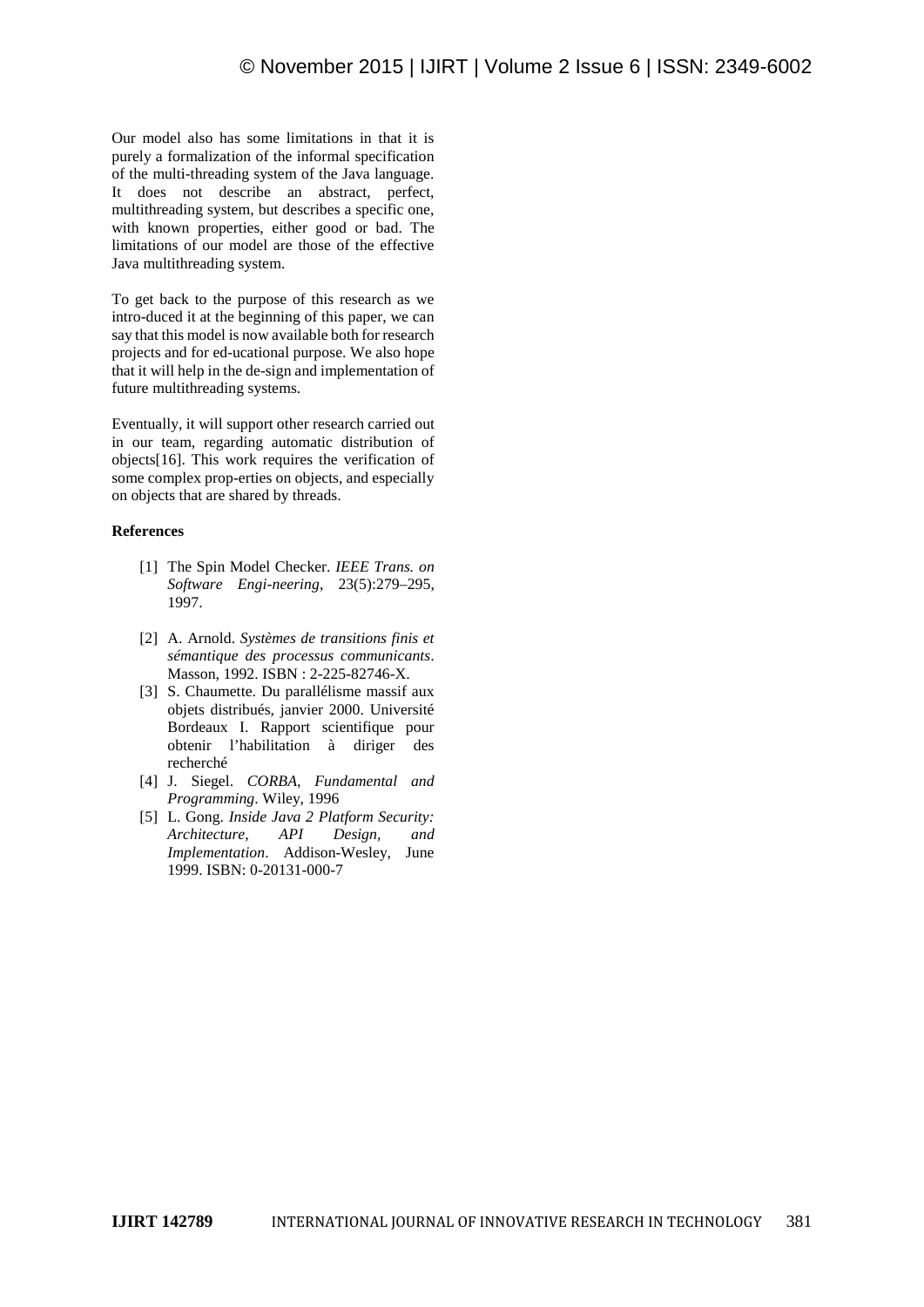Our model also has some limitations in that it is purely a formalization of the informal specification of the multi-threading system of the Java language. It does not describe an abstract, perfect, multithreading system, but describes a specific one, with known properties, either good or bad. The limitations of our model are those of the effective Java multithreading system.

To get back to the purpose of this research as we intro-duced it at the beginning of this paper, we can say that this model is now available both for research projects and for ed-ucational purpose. We also hope that it will help in the de-sign and implementation of future multithreading systems.

Eventually, it will support other research carried out in our team, regarding automatic distribution of objects[16]. This work requires the verification of some complex prop-erties on objects, and especially on objects that are shared by threads.

**References**

[1] The Spin Model Checker. *IEEE Trans. on Software Engi-neering*, 23(5):279–295, 1997.

[2] A. Arnold. *Systèmes de transitions finis et sémantique des processus communicants*. Masson, 1992. ISBN : 2-225-82746-X.

[3] S. Chaumette. Du parallélisme massif aux objets distribués, janvier 2000. Université Bordeaux I. Rapport scientifique pour obtenir l'habilitation à diriger des recherché

[4] J. Siegel. *CORBA, Fundamental and Programming*. Wiley, 1996

[5] L. Gong. *Inside Java 2 Platform Security: Architecture, API Design, and Implementation*. Addison-Wesley, June 1999. ISBN: 0-20131-000-7